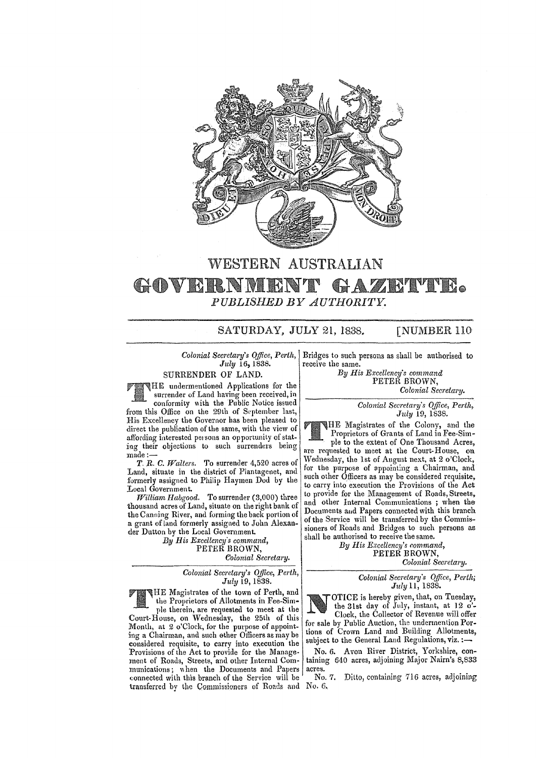# WESTERN AUSTRALIAN

# GOVERNMENT GAZETTE.

*PUBLISHED BY AUTHORITY.*

SATURDAY, JULY 21, 1838. [NUMBER 110

---

*Colonial Secretary's Office, Perth,*
*July* 16, 1838.

## SURRENDER OF LAND.

THE undermentioned Applications for the surrender of Land having been received, in conformity with the Public Notice issued from this Office on the 29th of September last, His Excellency the Governor has been pleased to direct the publication of the same, with the view of affording interested persons an opportunity of stating their objections to such surrenders being made:—

*T. R. C. Walters.* To surrender 4,520 acres of Land, situate in the district of Plantagenet, and formerly assigned to Philip Haymen Dod by the Local Government.

*William Habgood.* To surrender (3,000) three thousand acres of Land, situate on the right bank of the Canning River, and forming the back portion of a grant of land formerly assigned to John Alexander Dutton by the Local Government.

*By His Excellency's command,*
PETER BROWN,
*Colonial Secretary.*

---

*Colonial Secretary's Office, Perth,*
*July* 19, 1838.

THE Magistrates of the town of Perth, and the Proprietors of Allotments in Fee-Simple therein, are requested to meet at the Court-House, on Wednesday, the 25th of this Month, at 2 o'Clock, for the purpose of appointing a Chairman, and such other Officers as may be considered requisite, to carry into execution the Provisions of the Act to provide for the Management of Roads, Streets, and other Internal Communications; when the Documents and Papers connected with this branch of the Service will be transferred by the Commissioners of Roads and Bridges to such persons as shall be authorised to receive the same.

*By His Excellency's command*
PETER BROWN,
*Colonial Secretary.*

---

*Colonial Secretary's Office, Perth,*
*July* 19, 1838.

THE Magistrates of the Colony, and the Proprietors of Grants of Land in Fee-Simple to the extent of One Thousand Acres, are requested to meet at the Court-House, on Wednesday, the 1st of August next, at 2 o'Clock, for the purpose of appointing a Chairman, and such other Officers as may be considered requisite, to carry into execution the Provisions of the Act to provide for the Management of Roads, Streets, and other Internal Communications; when the Documents and Papers connected with this branch of the Service will be transferred by the Commissioners of Roads and Bridges to such persons as shall be authorised to receive the same.

*By His Excellency's command,*
PETER BROWN,
*Colonial Secretary.*

---

*Colonial Secretary's Office, Perth;*
*July* 11, 1838.

NOTICE is hereby given, that, on Tuesday, the 31st day of July, instant, at 12 o'-Clock, the Collector of Revenue will offer for sale by Public Auction, the undermention Portions of Crown Land and Building Allotments, subject to the General Land Regulations, viz.:—

No. 6. Avon River District, Yorkshire, containing 640 acres, adjoining Major Nairn's 8,833 acres.

No. 7. Ditto, containing 716 acres, adjoining No. 6.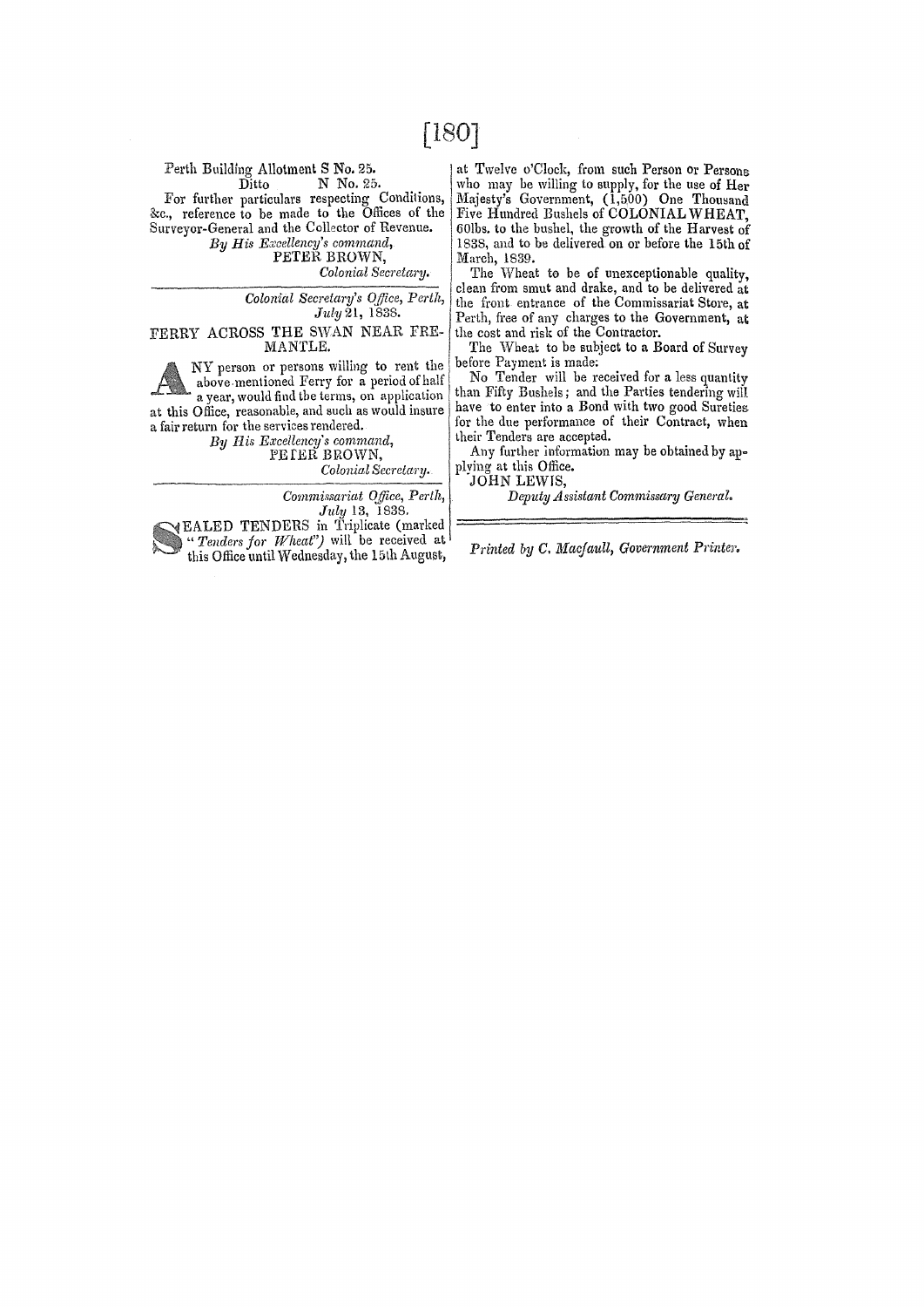Perth Building Allotment S No. 25.
Ditto N No. 25.

For further particulars respecting Conditions, &c., reference to be made to the Offices of the Surveyor-General and the Collector of Revenue.

*By His Excellency's command,*
PETER BROWN,
*Colonial Secretary.*

---

*Colonial Secretary's Office, Perth, July* 21, 1838.

FERRY ACROSS THE SWAN NEAR FREMANTLE.

ANY person or persons willing to rent the above-mentioned Ferry for a period of half a year, would find the terms, on application at this Office, reasonable, and such as would insure a fair return for the services rendered.

*By His Excellency's command,*
PETER BROWN,
*Colonial Secretary.*

---

*Commissariat Office, Perth, July* 13, 1838.

SEALED TENDERS in Triplicate (marked "*Tenders for Wheat*") will be received at this Office until Wednesday, the 15th August, at Twelve o'Clock, from such Person or Persons who may be willing to supply, for the use of Her Majesty's Government, (1,500) One Thousand Five Hundred Bushels of COLONIAL WHEAT, 60lbs. to the bushel, the growth of the Harvest of 1838, and to be delivered on or before the 15th of March, 1839.

The Wheat to be of unexceptionable quality, clean from smut and drake, and to be delivered at the front entrance of the Commissariat Store, at Perth, free of any charges to the Government, at the cost and risk of the Contractor.

The Wheat to be subject to a Board of Survey before Payment is made.

No Tender will be received for a less quantity than Fifty Bushels; and the Parties tendering will have to enter into a Bond with two good Sureties for the due performance of their Contract, when their Tenders are accepted.

Any further information may be obtained by applying at this Office.

JOHN LEWIS,
*Deputy Assistant Commissary General.*

---

*Printed by C. Macfaull, Government Printer.*